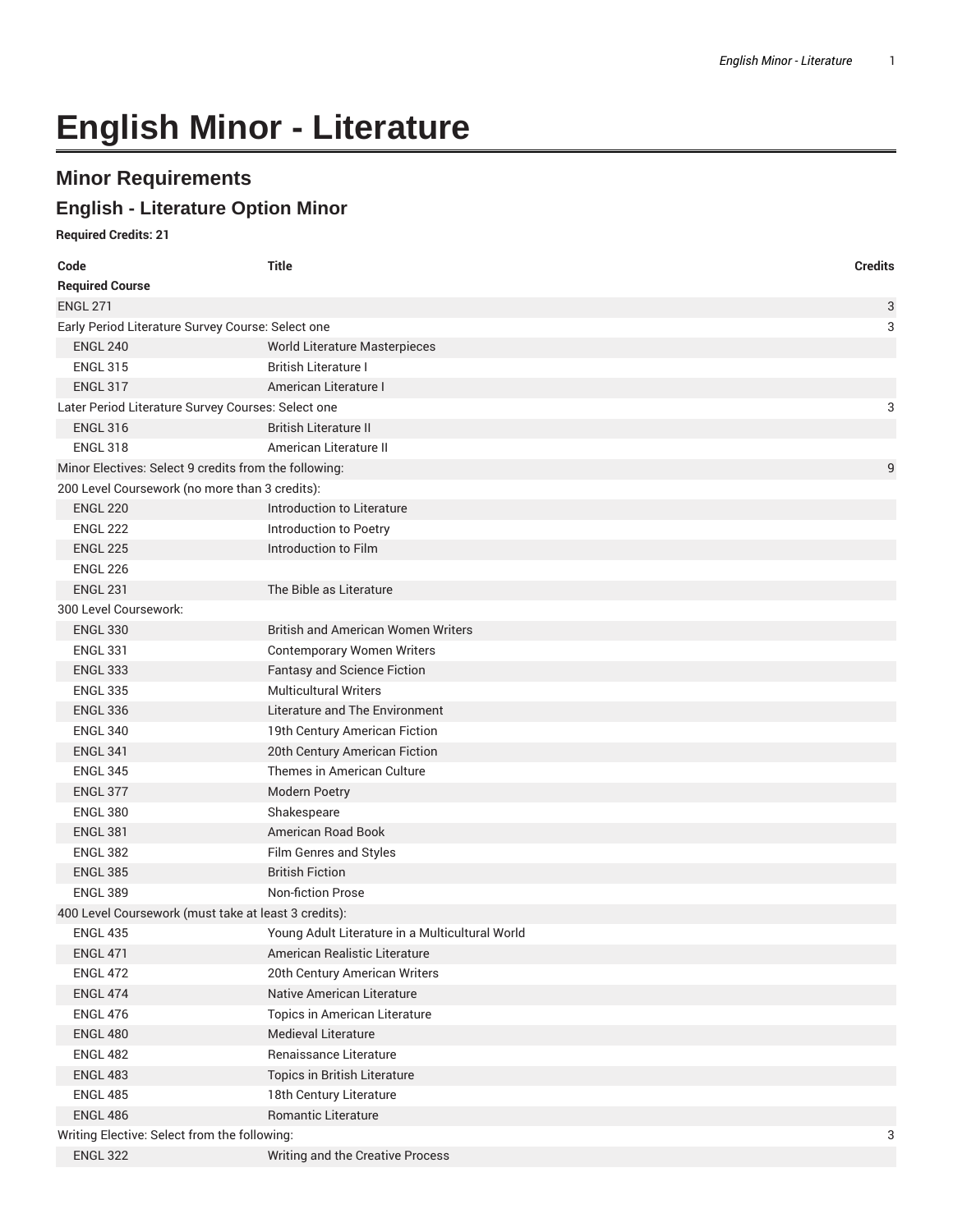# English Minor - Literature

## Minor Requirements

### English - Literature Option Minor

**Required Credits: 21**

| Code | Title | Credits |
|---|---|---|
| **Required Course** | | |
| ENGL 271 | | 3 |
| Early Period Literature Survey Course: Select one | | 3 |
| ENGL 240 | World Literature Masterpieces | |
| ENGL 315 | British Literature I | |
| ENGL 317 | American Literature I | |
| Later Period Literature Survey Courses: Select one | | 3 |
| ENGL 316 | British Literature II | |
| ENGL 318 | American Literature II | |
| Minor Electives: Select 9 credits from the following: | | 9 |
| 200 Level Coursework (no more than 3 credits): | | |
| ENGL 220 | Introduction to Literature | |
| ENGL 222 | Introduction to Poetry | |
| ENGL 225 | Introduction to Film | |
| ENGL 226 | | |
| ENGL 231 | The Bible as Literature | |
| 300 Level Coursework: | | |
| ENGL 330 | British and American Women Writers | |
| ENGL 331 | Contemporary Women Writers | |
| ENGL 333 | Fantasy and Science Fiction | |
| ENGL 335 | Multicultural Writers | |
| ENGL 336 | Literature and The Environment | |
| ENGL 340 | 19th Century American Fiction | |
| ENGL 341 | 20th Century American Fiction | |
| ENGL 345 | Themes in American Culture | |
| ENGL 377 | Modern Poetry | |
| ENGL 380 | Shakespeare | |
| ENGL 381 | American Road Book | |
| ENGL 382 | Film Genres and Styles | |
| ENGL 385 | British Fiction | |
| ENGL 389 | Non-fiction Prose | |
| 400 Level Coursework (must take at least 3 credits): | | |
| ENGL 435 | Young Adult Literature in a Multicultural World | |
| ENGL 471 | American Realistic Literature | |
| ENGL 472 | 20th Century American Writers | |
| ENGL 474 | Native American Literature | |
| ENGL 476 | Topics in American Literature | |
| ENGL 480 | Medieval Literature | |
| ENGL 482 | Renaissance Literature | |
| ENGL 483 | Topics in British Literature | |
| ENGL 485 | 18th Century Literature | |
| ENGL 486 | Romantic Literature | |
| Writing Elective: Select from the following: | | 3 |
| ENGL 322 | Writing and the Creative Process | |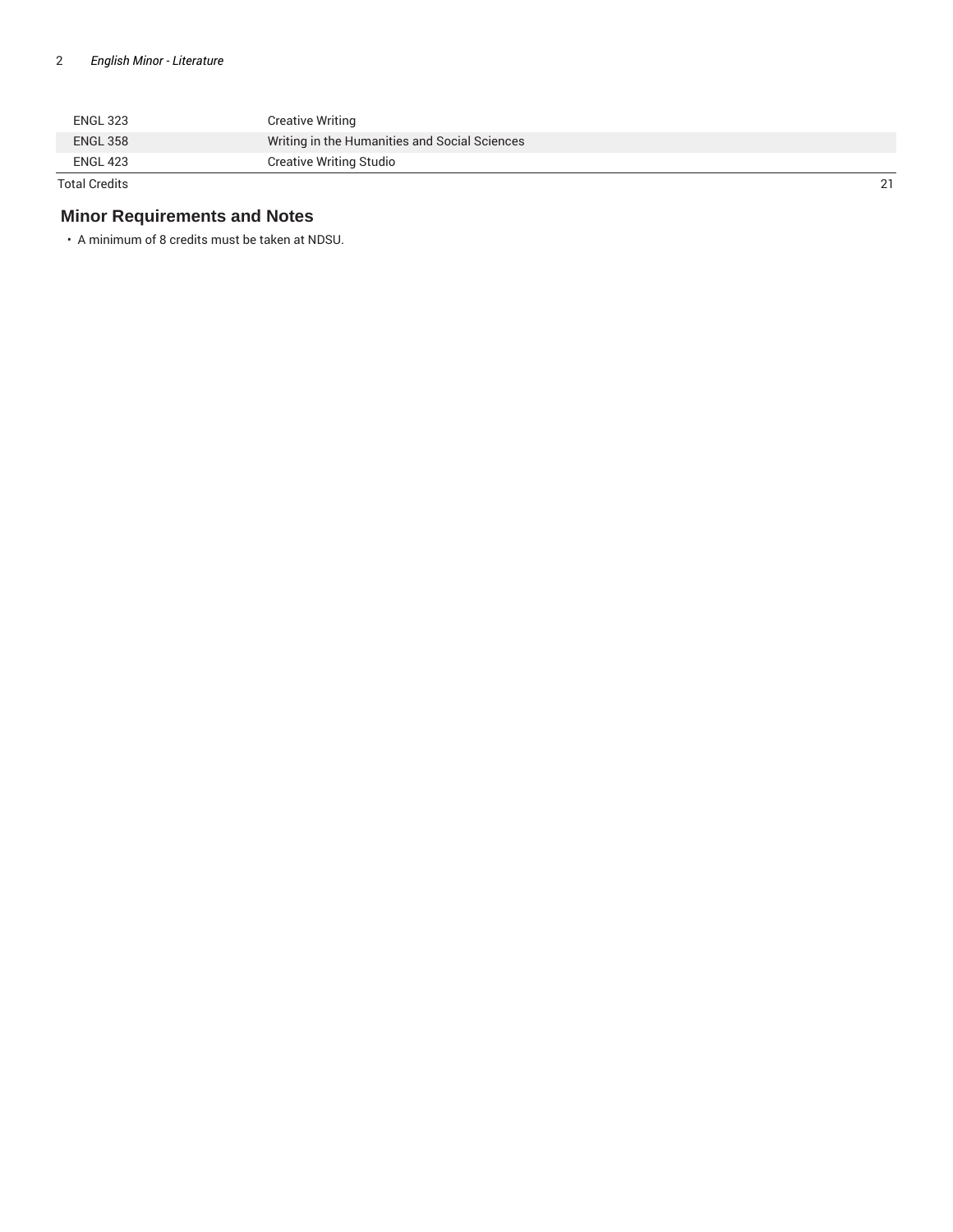| | | |
|---|---|---|
| ENGL 323 | Creative Writing | |
| ENGL 358 | Writing in the Humanities and Social Sciences | |
| ENGL 423 | Creative Writing Studio | |
| Total Credits | | 21 |

## Minor Requirements and Notes

- A minimum of 8 credits must be taken at NDSU.